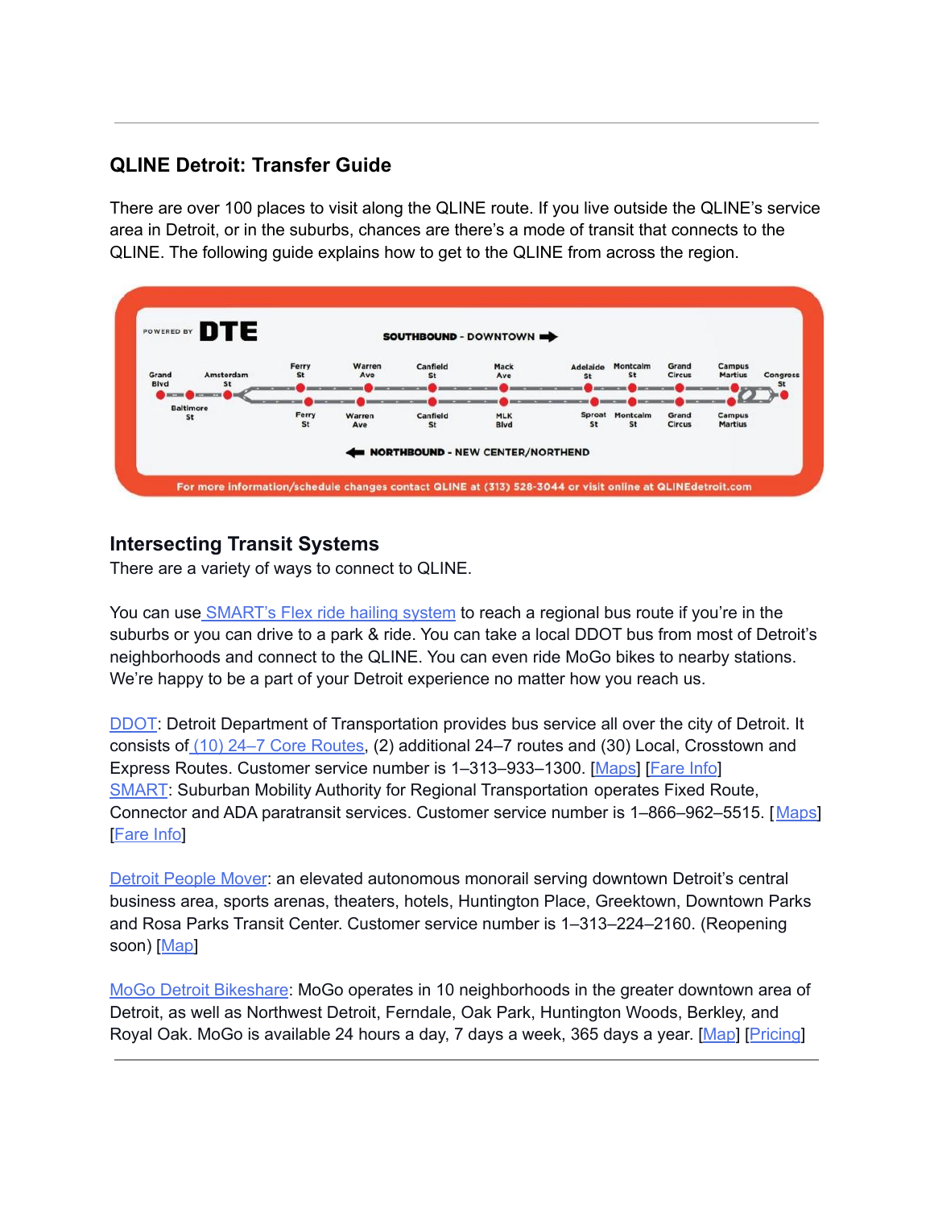## QLINE Detroit: Transfer Guide

There are over 100 places to visit along the QLINE route. If you live outside the QLINE's service area in Detroit, or in the suburbs, chances are there's a mode of transit that connects to the QLINE. The following guide explains how to get to the QLINE from across the region.

POWERED BY DTE

SOUTHBOUND - DOWNTOWN →

Grand Blvd, Baltimore St, Amsterdam St, Ferry St, Warren Ave, Canfield St, Mack Ave, Adelaide St, Montcalm St, Grand Circus, Campus Martius, Congress St

Ferry St, Warren Ave, Canfield St, MLK Blvd, Sproat St, Montcalm St, Grand Circus, Campus Martius

← NORTHBOUND - NEW CENTER/NORTHEND

For more information/schedule changes contact QLINE at (313) 528-3044 or visit online at QLINEdetroit.com

## Intersecting Transit Systems

There are a variety of ways to connect to QLINE.

You can use SMART's Flex ride hailing system to reach a regional bus route if you're in the suburbs or you can drive to a park & ride. You can take a local DDOT bus from most of Detroit's neighborhoods and connect to the QLINE. You can even ride MoGo bikes to nearby stations. We're happy to be a part of your Detroit experience no matter how you reach us.

DDOT: Detroit Department of Transportation provides bus service all over the city of Detroit. It consists of (10) 24–7 Core Routes, (2) additional 24–7 routes and (30) Local, Crosstown and Express Routes. Customer service number is 1–313–933–1300. [Maps] [Fare Info]
SMART: Suburban Mobility Authority for Regional Transportation operates Fixed Route, Connector and ADA paratransit services. Customer service number is 1–866–962–5515. [Maps] [Fare Info]

Detroit People Mover: an elevated autonomous monorail serving downtown Detroit's central business area, sports arenas, theaters, hotels, Huntington Place, Greektown, Downtown Parks and Rosa Parks Transit Center. Customer service number is 1–313–224–2160. (Reopening soon) [Map]

MoGo Detroit Bikeshare: MoGo operates in 10 neighborhoods in the greater downtown area of Detroit, as well as Northwest Detroit, Ferndale, Oak Park, Huntington Woods, Berkley, and Royal Oak. MoGo is available 24 hours a day, 7 days a week, 365 days a year. [Map] [Pricing]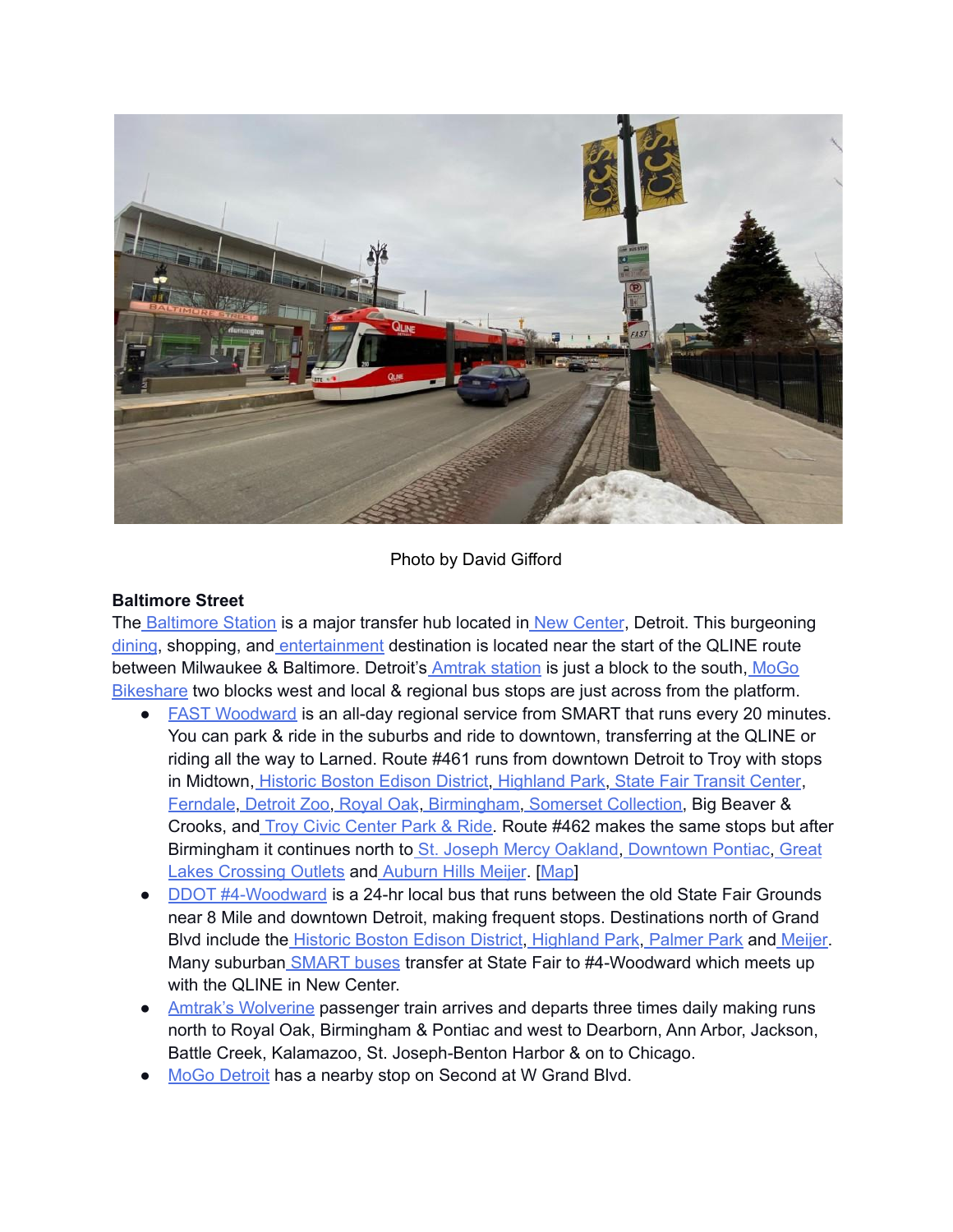Photo by David Gifford

**Baltimore Street**

The Baltimore Station is a major transfer hub located in New Center, Detroit. This burgeoning dining, shopping, and entertainment destination is located near the start of the QLINE route between Milwaukee & Baltimore. Detroit's Amtrak station is just a block to the south, MoGo Bikeshare two blocks west and local & regional bus stops are just across from the platform.

- FAST Woodward is an all-day regional service from SMART that runs every 20 minutes. You can park & ride in the suburbs and ride to downtown, transferring at the QLINE or riding all the way to Larned. Route #461 runs from downtown Detroit to Troy with stops in Midtown, Historic Boston Edison District, Highland Park, State Fair Transit Center, Ferndale, Detroit Zoo, Royal Oak, Birmingham, Somerset Collection, Big Beaver & Crooks, and Troy Civic Center Park & Ride. Route #462 makes the same stops but after Birmingham it continues north to St. Joseph Mercy Oakland, Downtown Pontiac, Great Lakes Crossing Outlets and Auburn Hills Meijer. [Map]
- DDOT #4-Woodward is a 24-hr local bus that runs between the old State Fair Grounds near 8 Mile and downtown Detroit, making frequent stops. Destinations north of Grand Blvd include the Historic Boston Edison District, Highland Park, Palmer Park and Meijer. Many suburban SMART buses transfer at State Fair to #4-Woodward which meets up with the QLINE in New Center.
- Amtrak's Wolverine passenger train arrives and departs three times daily making runs north to Royal Oak, Birmingham & Pontiac and west to Dearborn, Ann Arbor, Jackson, Battle Creek, Kalamazoo, St. Joseph-Benton Harbor & on to Chicago.
- MoGo Detroit has a nearby stop on Second at W Grand Blvd.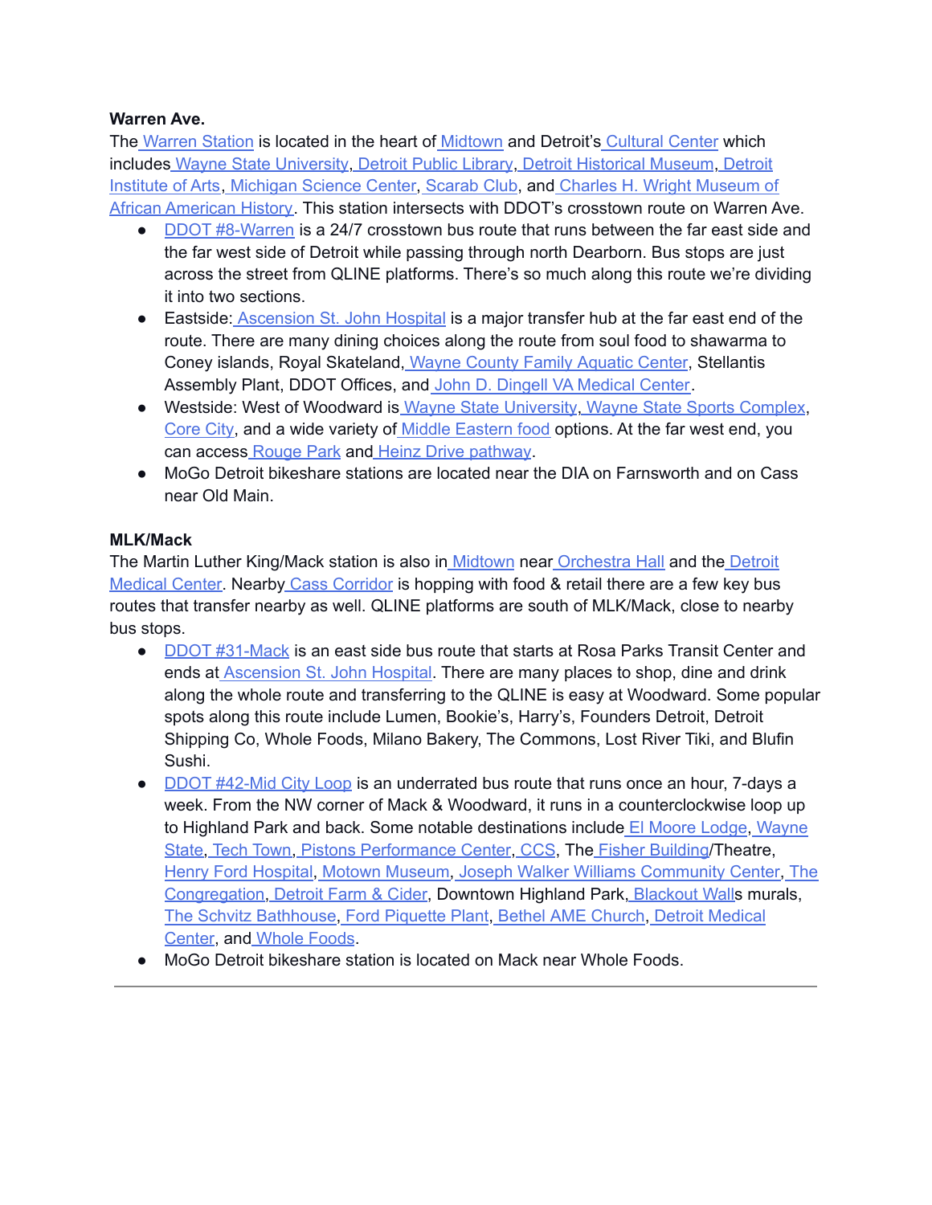**Warren Ave.**

The Warren Station is located in the heart of Midtown and Detroit's Cultural Center which includes Wayne State University, Detroit Public Library, Detroit Historical Museum, Detroit Institute of Arts, Michigan Science Center, Scarab Club, and Charles H. Wright Museum of African American History. This station intersects with DDOT's crosstown route on Warren Ave.

- DDOT #8-Warren is a 24/7 crosstown bus route that runs between the far east side and the far west side of Detroit while passing through north Dearborn. Bus stops are just across the street from QLINE platforms. There's so much along this route we're dividing it into two sections.
- Eastside: Ascension St. John Hospital is a major transfer hub at the far east end of the route. There are many dining choices along the route from soul food to shawarma to Coney islands, Royal Skateland, Wayne County Family Aquatic Center, Stellantis Assembly Plant, DDOT Offices, and John D. Dingell VA Medical Center.
- Westside: West of Woodward is Wayne State University, Wayne State Sports Complex, Core City, and a wide variety of Middle Eastern food options. At the far west end, you can access Rouge Park and Heinz Drive pathway.
- MoGo Detroit bikeshare stations are located near the DIA on Farnsworth and on Cass near Old Main.

**MLK/Mack**

The Martin Luther King/Mack station is also in Midtown near Orchestra Hall and the Detroit Medical Center. Nearby Cass Corridor is hopping with food & retail there are a few key bus routes that transfer nearby as well. QLINE platforms are south of MLK/Mack, close to nearby bus stops.

- DDOT #31-Mack is an east side bus route that starts at Rosa Parks Transit Center and ends at Ascension St. John Hospital. There are many places to shop, dine and drink along the whole route and transferring to the QLINE is easy at Woodward. Some popular spots along this route include Lumen, Bookie's, Harry's, Founders Detroit, Detroit Shipping Co, Whole Foods, Milano Bakery, The Commons, Lost River Tiki, and Blufin Sushi.
- DDOT #42-Mid City Loop is an underrated bus route that runs once an hour, 7-days a week. From the NW corner of Mack & Woodward, it runs in a counterclockwise loop up to Highland Park and back. Some notable destinations include El Moore Lodge, Wayne State, Tech Town, Pistons Performance Center, CCS, The Fisher Building/Theatre, Henry Ford Hospital, Motown Museum, Joseph Walker Williams Community Center, The Congregation, Detroit Farm & Cider, Downtown Highland Park, Blackout Walls murals, The Schvitz Bathhouse, Ford Piquette Plant, Bethel AME Church, Detroit Medical Center, and Whole Foods.
- MoGo Detroit bikeshare station is located on Mack near Whole Foods.

---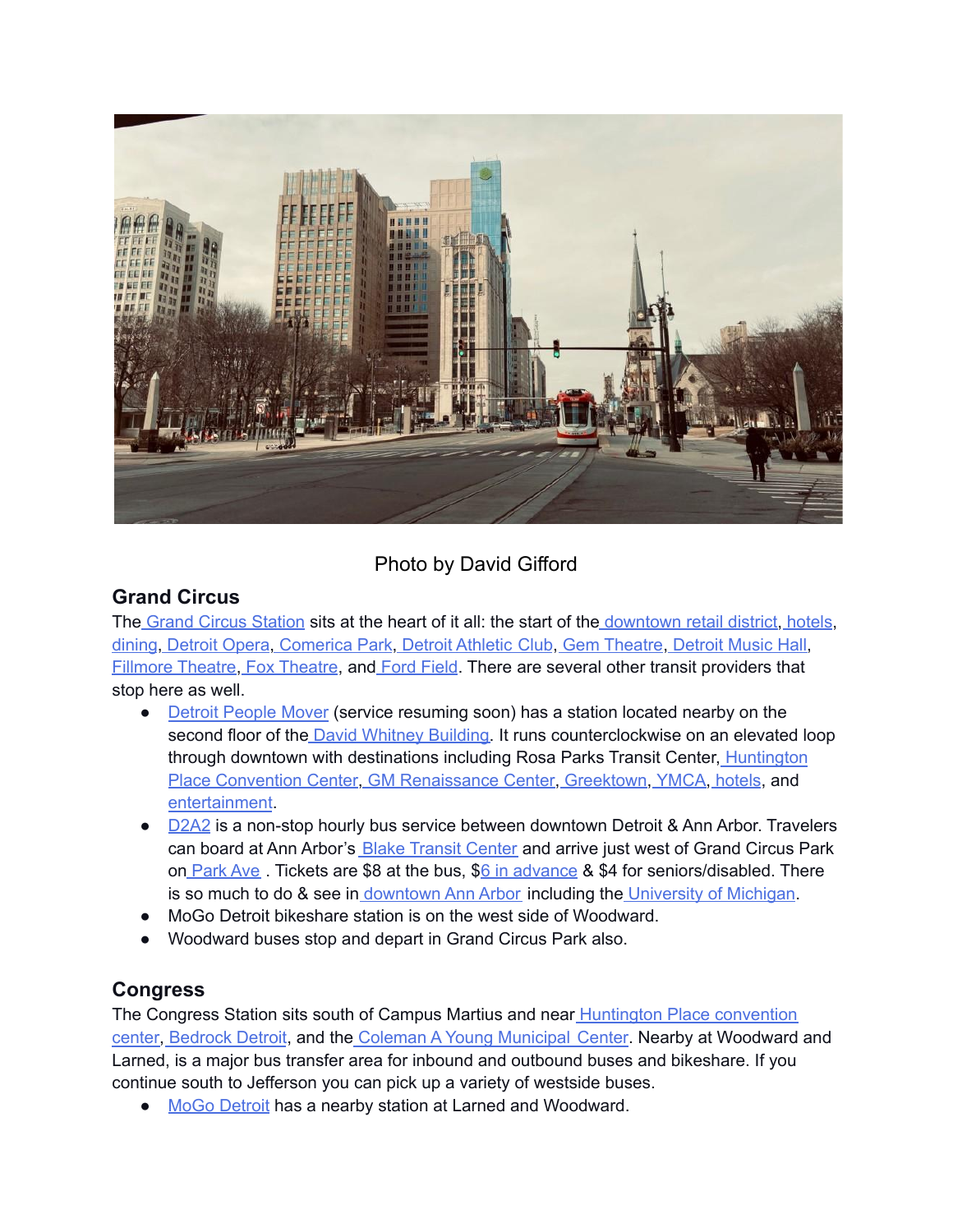Photo by David Gifford

## Grand Circus

The Grand Circus Station sits at the heart of it all: the start of the downtown retail district, hotels, dining, Detroit Opera, Comerica Park, Detroit Athletic Club, Gem Theatre, Detroit Music Hall, Fillmore Theatre, Fox Theatre, and Ford Field. There are several other transit providers that stop here as well.

- Detroit People Mover (service resuming soon) has a station located nearby on the second floor of the David Whitney Building. It runs counterclockwise on an elevated loop through downtown with destinations including Rosa Parks Transit Center, Huntington Place Convention Center, GM Renaissance Center, Greektown, YMCA, hotels, and entertainment.
- D2A2 is a non-stop hourly bus service between downtown Detroit & Ann Arbor. Travelers can board at Ann Arbor's Blake Transit Center and arrive just west of Grand Circus Park on Park Ave . Tickets are $8 at the bus, $6 in advance & $4 for seniors/disabled. There is so much to do & see in downtown Ann Arbor including the University of Michigan.
- MoGo Detroit bikeshare station is on the west side of Woodward.
- Woodward buses stop and depart in Grand Circus Park also.

## Congress

The Congress Station sits south of Campus Martius and near Huntington Place convention center, Bedrock Detroit, and the Coleman A Young Municipal Center. Nearby at Woodward and Larned, is a major bus transfer area for inbound and outbound buses and bikeshare. If you continue south to Jefferson you can pick up a variety of westside buses.

- MoGo Detroit has a nearby station at Larned and Woodward.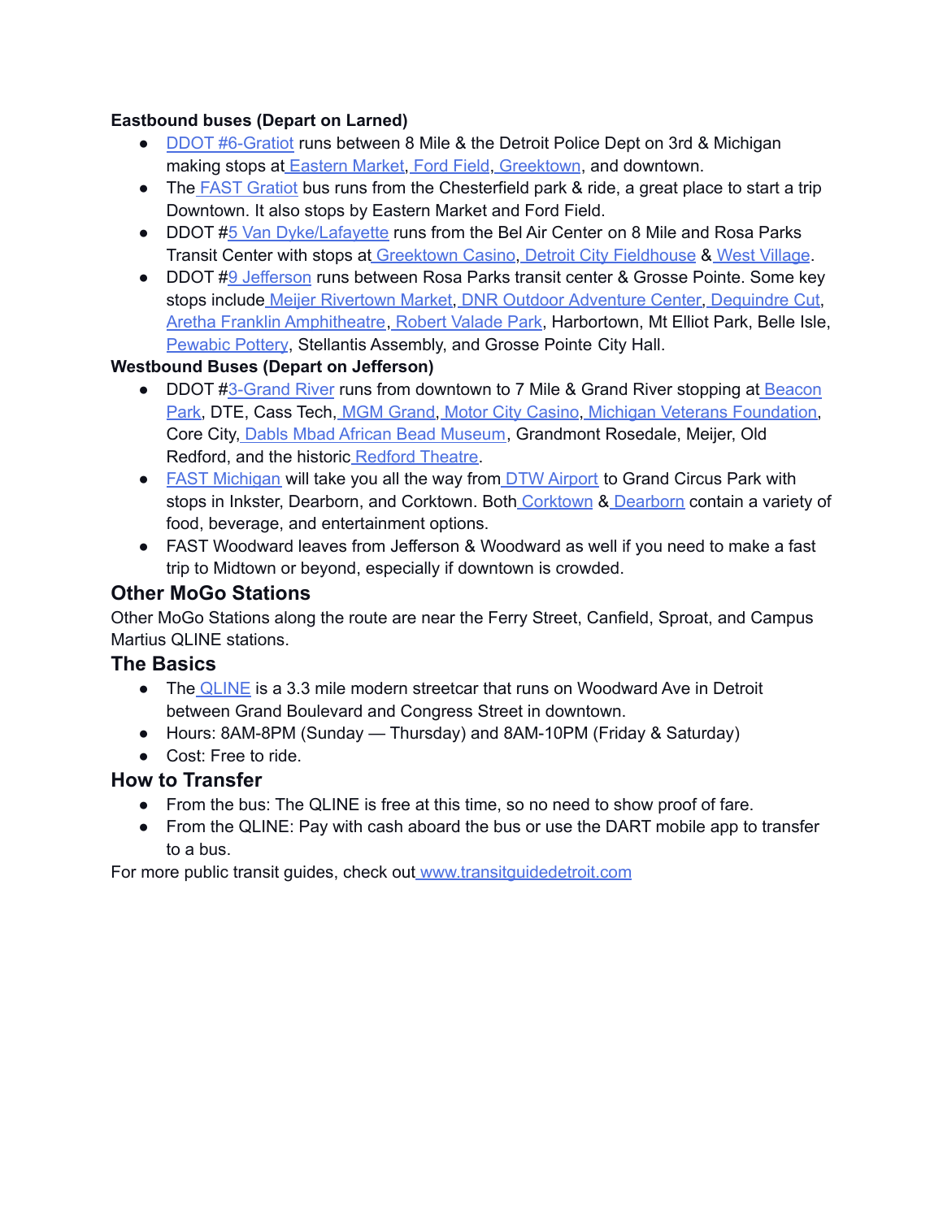**Eastbound buses (Depart on Larned)**

- DDOT #6-Gratiot runs between 8 Mile & the Detroit Police Dept on 3rd & Michigan making stops at Eastern Market, Ford Field, Greektown, and downtown.
- The FAST Gratiot bus runs from the Chesterfield park & ride, a great place to start a trip Downtown. It also stops by Eastern Market and Ford Field.
- DDOT #5 Van Dyke/Lafayette runs from the Bel Air Center on 8 Mile and Rosa Parks Transit Center with stops at Greektown Casino, Detroit City Fieldhouse & West Village.
- DDOT #9 Jefferson runs between Rosa Parks transit center & Grosse Pointe. Some key stops include Meijer Rivertown Market, DNR Outdoor Adventure Center, Dequindre Cut, Aretha Franklin Amphitheatre, Robert Valade Park, Harbortown, Mt Elliot Park, Belle Isle, Pewabic Pottery, Stellantis Assembly, and Grosse Pointe City Hall.

**Westbound Buses (Depart on Jefferson)**

- DDOT #3-Grand River runs from downtown to 7 Mile & Grand River stopping at Beacon Park, DTE, Cass Tech, MGM Grand, Motor City Casino, Michigan Veterans Foundation, Core City, Dabls Mbad African Bead Museum, Grandmont Rosedale, Meijer, Old Redford, and the historic Redford Theatre.
- FAST Michigan will take you all the way from DTW Airport to Grand Circus Park with stops in Inkster, Dearborn, and Corktown. Both Corktown & Dearborn contain a variety of food, beverage, and entertainment options.
- FAST Woodward leaves from Jefferson & Woodward as well if you need to make a fast trip to Midtown or beyond, especially if downtown is crowded.

## Other MoGo Stations

Other MoGo Stations along the route are near the Ferry Street, Canfield, Sproat, and Campus Martius QLINE stations.

## The Basics

- The QLINE is a 3.3 mile modern streetcar that runs on Woodward Ave in Detroit between Grand Boulevard and Congress Street in downtown.
- Hours: 8AM-8PM (Sunday — Thursday) and 8AM-10PM (Friday & Saturday)
- Cost: Free to ride.

## How to Transfer

- From the bus: The QLINE is free at this time, so no need to show proof of fare.
- From the QLINE: Pay with cash aboard the bus or use the DART mobile app to transfer to a bus.

For more public transit guides, check out www.transitguidedetroit.com